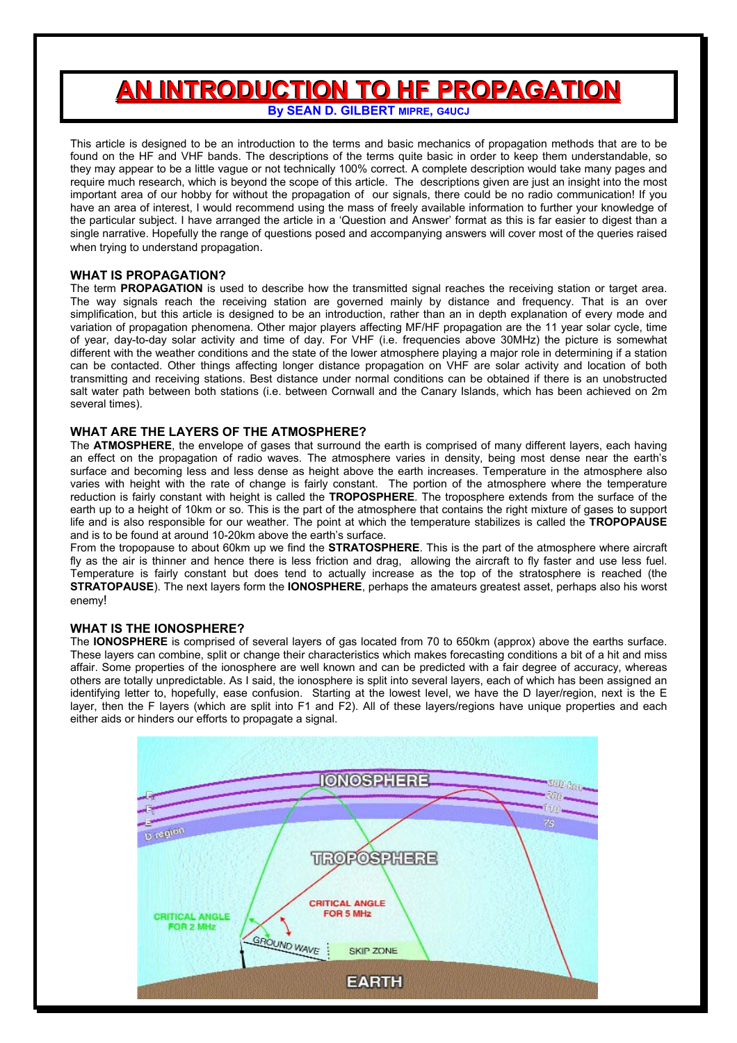# AN INTRODUCTION TO HF PROPAGATION

**By SEAN D. GILBERT MIPRE, G4UCJ**

This article is designed to be an introduction to the terms and basic mechanics of propagation methods that are to be found on the HF and VHF bands. The descriptions of the terms quite basic in order to keep them understandable, so they may appear to be a little vague or not technically 100% correct. A complete description would take many pages and require much research, which is beyond the scope of this article. The descriptions given are just an insight into the most important area of our hobby for without the propagation of our signals, there could be no radio communication! If you have an area of interest, I would recommend using the mass of freely available information to further your knowledge of the particular subject. I have arranged the article in a 'Question and Answer' format as this is far easier to digest than a single narrative. Hopefully the range of questions posed and accompanying answers will cover most of the queries raised when trying to understand propagation.

## WHAT IS PROPAGATION?

The term **PROPAGATION** is used to describe how the transmitted signal reaches the receiving station or target area. The way signals reach the receiving station are governed mainly by distance and frequency. That is an over simplification, but this article is designed to be an introduction, rather than an in depth explanation of every mode and variation of propagation phenomena. Other major players affecting MF/HF propagation are the 11 year solar cycle, time of year, day-to-day solar activity and time of day. For VHF (i.e. frequencies above 30MHz) the picture is somewhat different with the weather conditions and the state of the lower atmosphere playing a major role in determining if a station can be contacted. Other things affecting longer distance propagation on VHF are solar activity and location of both transmitting and receiving stations. Best distance under normal conditions can be obtained if there is an unobstructed salt water path between both stations (i.e. between Cornwall and the Canary Islands, which has been achieved on 2m several times).

## WHAT ARE THE LAYERS OF THE ATMOSPHERE?

The **ATMOSPHERE**, the envelope of gases that surround the earth is comprised of many different layers, each having an effect on the propagation of radio waves. The atmosphere varies in density, being most dense near the earth's surface and becoming less and less dense as height above the earth increases. Temperature in the atmosphere also varies with height with the rate of change is fairly constant. The portion of the atmosphere where the temperature reduction is fairly constant with height is called the **TROPOSPHERE**. The troposphere extends from the surface of the earth up to a height of 10km or so. This is the part of the atmosphere that contains the right mixture of gases to support life and is also responsible for our weather. The point at which the temperature stabilizes is called the **TROPOPAUSE** and is to be found at around 10-20km above the earth's surface.

From the tropopause to about 60km up we find the **STRATOSPHERE**. This is the part of the atmosphere where aircraft fly as the air is thinner and hence there is less friction and drag, allowing the aircraft to fly faster and use less fuel. Temperature is fairly constant but does tend to actually increase as the top of the stratosphere is reached (the **STRATOPAUSE**). The next layers form the **IONOSPHERE**, perhaps the amateurs greatest asset, perhaps also his worst enemy!

## WHAT IS THE IONOSPHERE?

The **IONOSPHERE** is comprised of several layers of gas located from 70 to 650km (approx) above the earths surface. These layers can combine, split or change their characteristics which makes forecasting conditions a bit of a hit and miss affair. Some properties of the ionosphere are well known and can be predicted with a fair degree of accuracy, whereas others are totally unpredictable. As I said, the ionosphere is split into several layers, each of which has been assigned an identifying letter to, hopefully, ease confusion. Starting at the lowest level, we have the D layer/region, next is the E layer, then the F layers (which are split into F1 and F2). All of these layers/regions have unique properties and each either aids or hinders our efforts to propagate a signal.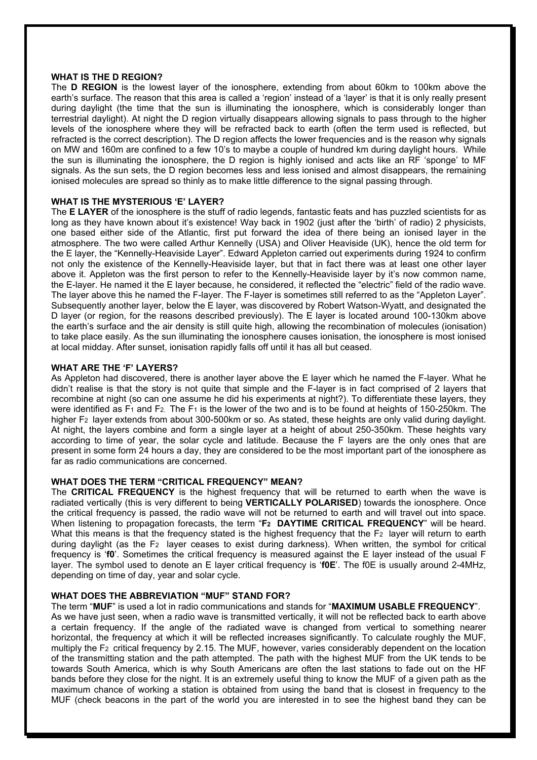### WHAT IS THE D REGION?

The **D REGION** is the lowest layer of the ionosphere, extending from about 60km to 100km above the earth's surface. The reason that this area is called a 'region' instead of a 'layer' is that it is only really present during daylight (the time that the sun is illuminating the ionosphere, which is considerably longer than terrestrial daylight). At night the D region virtually disappears allowing signals to pass through to the higher levels of the ionosphere where they will be refracted back to earth (often the term used is reflected, but refracted is the correct description). The D region affects the lower frequencies and is the reason why signals on MW and 160m are confined to a few 10's to maybe a couple of hundred km during daylight hours. While the sun is illuminating the ionosphere, the D region is highly ionised and acts like an RF 'sponge' to MF signals. As the sun sets, the D region becomes less and less ionised and almost disappears, the remaining ionised molecules are spread so thinly as to make little difference to the signal passing through.

### WHAT IS THE MYSTERIOUS 'E' LAYER?

The **E LAYER** of the ionosphere is the stuff of radio legends, fantastic feats and has puzzled scientists for as long as they have known about it's existence! Way back in 1902 (just after the 'birth' of radio) 2 physicists, one based either side of the Atlantic, first put forward the idea of there being an ionised layer in the atmosphere. The two were called Arthur Kennelly (USA) and Oliver Heaviside (UK), hence the old term for the E layer, the "Kennelly-Heaviside Layer". Edward Appleton carried out experiments during 1924 to confirm not only the existence of the Kennelly-Heaviside layer, but that in fact there was at least one other layer above it. Appleton was the first person to refer to the Kennelly-Heaviside layer by it's now common name, the E-layer. He named it the E layer because, he considered, it reflected the "electric" field of the radio wave. The layer above this he named the F-layer. The F-layer is sometimes still referred to as the "Appleton Layer". Subsequently another layer, below the E layer, was discovered by Robert Watson-Wyatt, and designated the D layer (or region, for the reasons described previously). The E layer is located around 100-130km above the earth's surface and the air density is still quite high, allowing the recombination of molecules (ionisation) to take place easily. As the sun illuminating the ionosphere causes ionisation, the ionosphere is most ionised at local midday. After sunset, ionisation rapidly falls off until it has all but ceased.

### WHAT ARE THE 'F' LAYERS?

As Appleton had discovered, there is another layer above the E layer which he named the F-layer. What he didn't realise is that the story is not quite that simple and the F-layer is in fact comprised of 2 layers that recombine at night (so can one assume he did his experiments at night?). To differentiate these layers, they were identified as $F_1$ and $F_2$. The $F_1$ is the lower of the two and is to be found at heights of 150-250km. The higher $F_2$ layer extends from about 300-500km or so. As stated, these heights are only valid during daylight. At night, the layers combine and form a single layer at a height of about 250-350km. These heights vary according to time of year, the solar cycle and latitude. Because the F layers are the only ones that are present in some form 24 hours a day, they are considered to be the most important part of the ionosphere as far as radio communications are concerned.

### WHAT DOES THE TERM "CRITICAL FREQUENCY" MEAN?

The **CRITICAL FREQUENCY** is the highest frequency that will be returned to earth when the wave is radiated vertically (this is very different to being **VERTICALLY POLARISED**) towards the ionosphere. Once the critical frequency is passed, the radio wave will not be returned to earth and will travel out into space. When listening to propagation forecasts, the term "**$F_2$ DAYTIME CRITICAL FREQUENCY**" will be heard. What this means is that the frequency stated is the highest frequency that the $F_2$ layer will return to earth during daylight (as the $F_2$ layer ceases to exist during darkness). When written, the symbol for critical frequency is '**f0**'. Sometimes the critical frequency is measured against the E layer instead of the usual F layer. The symbol used to denote an E layer critical frequency is '**f0E**'. The f0E is usually around 2-4MHz, depending on time of day, year and solar cycle.

### WHAT DOES THE ABBREVIATION "MUF" STAND FOR?

The term "**MUF**" is used a lot in radio communications and stands for "**MAXIMUM USABLE FREQUENCY**". As we have just seen, when a radio wave is transmitted vertically, it will not be reflected back to earth above a certain frequency. If the angle of the radiated wave is changed from vertical to something nearer horizontal, the frequency at which it will be reflected increases significantly. To calculate roughly the MUF, multiply the $F_2$ critical frequency by 2.15. The MUF, however, varies considerably dependent on the location of the transmitting station and the path attempted. The path with the highest MUF from the UK tends to be towards South America, which is why South Americans are often the last stations to fade out on the HF bands before they close for the night. It is an extremely useful thing to know the MUF of a given path as the maximum chance of working a station is obtained from using the band that is closest in frequency to the MUF (check beacons in the part of the world you are interested in to see the highest band they can be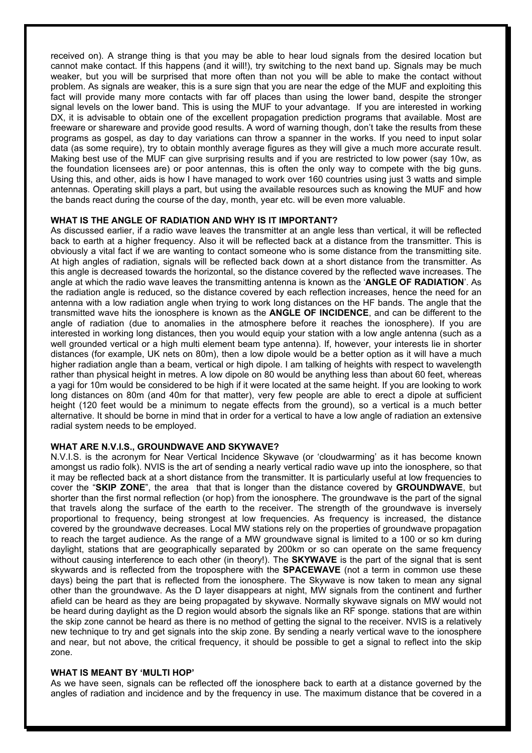received on). A strange thing is that you may be able to hear loud signals from the desired location but cannot make contact. If this happens (and it will!), try switching to the next band up. Signals may be much weaker, but you will be surprised that more often than not you will be able to make the contact without problem. As signals are weaker, this is a sure sign that you are near the edge of the MUF and exploiting this fact will provide many more contacts with far off places than using the lower band, despite the stronger signal levels on the lower band. This is using the MUF to your advantage. If you are interested in working DX, it is advisable to obtain one of the excellent propagation prediction programs that available. Most are freeware or shareware and provide good results. A word of warning though, don't take the results from these programs as gospel, as day to day variations can throw a spanner in the works. If you need to input solar data (as some require), try to obtain monthly average figures as they will give a much more accurate result. Making best use of the MUF can give surprising results and if you are restricted to low power (say 10w, as the foundation licensees are) or poor antennas, this is often the only way to compete with the big guns. Using this, and other, aids is how I have managed to work over 160 countries using just 3 watts and simple antennas. Operating skill plays a part, but using the available resources such as knowing the MUF and how the bands react during the course of the day, month, year etc. will be even more valuable.

**WHAT IS THE ANGLE OF RADIATION AND WHY IS IT IMPORTANT?**

As discussed earlier, if a radio wave leaves the transmitter at an angle less than vertical, it will be reflected back to earth at a higher frequency. Also it will be reflected back at a distance from the transmitter. This is obviously a vital fact if we are wanting to contact someone who is some distance from the transmitting site. At high angles of radiation, signals will be reflected back down at a short distance from the transmitter. As this angle is decreased towards the horizontal, so the distance covered by the reflected wave increases. The angle at which the radio wave leaves the transmitting antenna is known as the '**ANGLE OF RADIATION**'. As the radiation angle is reduced, so the distance covered by each reflection increases, hence the need for an antenna with a low radiation angle when trying to work long distances on the HF bands. The angle that the transmitted wave hits the ionosphere is known as the **ANGLE OF INCIDENCE**, and can be different to the angle of radiation (due to anomalies in the atmosphere before it reaches the ionosphere). If you are interested in working long distances, then you would equip your station with a low angle antenna (such as a well grounded vertical or a high multi element beam type antenna). If, however, your interests lie in shorter distances (for example, UK nets on 80m), then a low dipole would be a better option as it will have a much higher radiation angle than a beam, vertical or high dipole. I am talking of heights with respect to wavelength rather than physical height in metres. A low dipole on 80 would be anything less than about 60 feet, whereas a yagi for 10m would be considered to be high if it were located at the same height. If you are looking to work long distances on 80m (and 40m for that matter), very few people are able to erect a dipole at sufficient height (120 feet would be a minimum to negate effects from the ground), so a vertical is a much better alternative. It should be borne in mind that in order for a vertical to have a low angle of radiation an extensive radial system needs to be employed.

**WHAT ARE N.V.I.S., GROUNDWAVE AND SKYWAVE?**

N.V.I.S. is the acronym for Near Vertical Incidence Skywave (or 'cloudwarming' as it has become known amongst us radio folk). NVIS is the art of sending a nearly vertical radio wave up into the ionosphere, so that it may be reflected back at a short distance from the transmitter. It is particularly useful at low frequencies to cover the "**SKIP ZONE**", the area that that is longer than the distance covered by **GROUNDWAVE**, but shorter than the first normal reflection (or hop) from the ionosphere. The groundwave is the part of the signal that travels along the surface of the earth to the receiver. The strength of the groundwave is inversely proportional to frequency, being strongest at low frequencies. As frequency is increased, the distance covered by the groundwave decreases. Local MW stations rely on the properties of groundwave propagation to reach the target audience. As the range of a MW groundwave signal is limited to a 100 or so km during daylight, stations that are geographically separated by 200km or so can operate on the same frequency without causing interference to each other (in theory!). The **SKYWAVE** is the part of the signal that is sent skywards and is reflected from the troposphere with the **SPACEWAVE** (not a term in common use these days) being the part that is reflected from the ionosphere. The Skywave is now taken to mean any signal other than the groundwave. As the D layer disappears at night, MW signals from the continent and further afield can be heard as they are being propagated by skywave. Normally skywave signals on MW would not be heard during daylight as the D region would absorb the signals like an RF sponge. stations that are within the skip zone cannot be heard as there is no method of getting the signal to the receiver. NVIS is a relatively new technique to try and get signals into the skip zone. By sending a nearly vertical wave to the ionosphere and near, but not above, the critical frequency, it should be possible to get a signal to reflect into the skip zone.

**WHAT IS MEANT BY 'MULTI HOP'**

As we have seen, signals can be reflected off the ionosphere back to earth at a distance governed by the angles of radiation and incidence and by the frequency in use. The maximum distance that be covered in a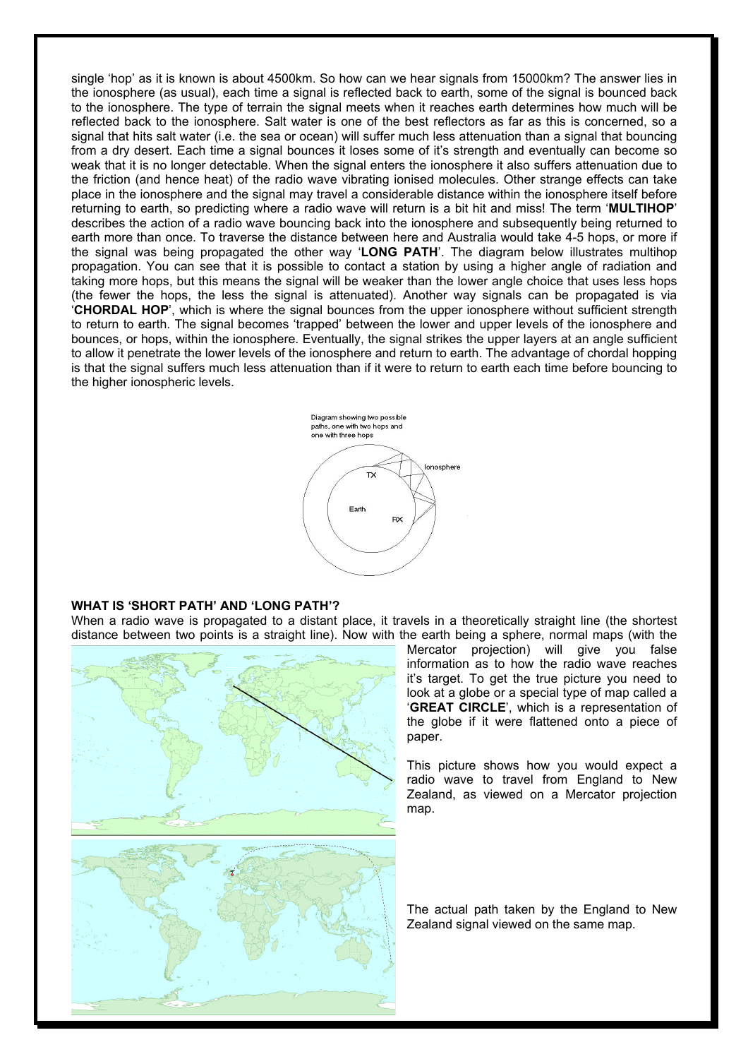single 'hop' as it is known is about 4500km. So how can we hear signals from 15000km? The answer lies in the ionosphere (as usual), each time a signal is reflected back to earth, some of the signal is bounced back to the ionosphere. The type of terrain the signal meets when it reaches earth determines how much will be reflected back to the ionosphere. Salt water is one of the best reflectors as far as this is concerned, so a signal that hits salt water (i.e. the sea or ocean) will suffer much less attenuation than a signal that bouncing from a dry desert. Each time a signal bounces it loses some of it's strength and eventually can become so weak that it is no longer detectable. When the signal enters the ionosphere it also suffers attenuation due to the friction (and hence heat) of the radio wave vibrating ionised molecules. Other strange effects can take place in the ionosphere and the signal may travel a considerable distance within the ionosphere itself before returning to earth, so predicting where a radio wave will return is a bit hit and miss! The term '**MULTIHOP**' describes the action of a radio wave bouncing back into the ionosphere and subsequently being returned to earth more than once. To traverse the distance between here and Australia would take 4-5 hops, or more if the signal was being propagated the other way '**LONG PATH**'. The diagram below illustrates multihop propagation. You can see that it is possible to contact a station by using a higher angle of radiation and taking more hops, but this means the signal will be weaker than the lower angle choice that uses less hops (the fewer the hops, the less the signal is attenuated). Another way signals can be propagated is via '**CHORDAL HOP**', which is where the signal bounces from the upper ionosphere without sufficient strength to return to earth. The signal becomes 'trapped' between the lower and upper levels of the ionosphere and bounces, or hops, within the ionosphere. Eventually, the signal strikes the upper layers at an angle sufficient to allow it penetrate the lower levels of the ionosphere and return to earth. The advantage of chordal hopping is that the signal suffers much less attenuation than if it were to return to earth each time before bouncing to the higher ionospheric levels.

Diagram showing two possible paths, one with two hops and one with three hops

## WHAT IS 'SHORT PATH' AND 'LONG PATH'?

When a radio wave is propagated to a distant place, it travels in a theoretically straight line (the shortest distance between two points is a straight line). Now with the earth being a sphere, normal maps (with the Mercator projection) will give you false information as to how the radio wave reaches it's target. To get the true picture you need to look at a globe or a special type of map called a '**GREAT CIRCLE**', which is a representation of the globe if it were flattened onto a piece of paper.

This picture shows how you would expect a radio wave to travel from England to New Zealand, as viewed on a Mercator projection map.

The actual path taken by the England to New Zealand signal viewed on the same map.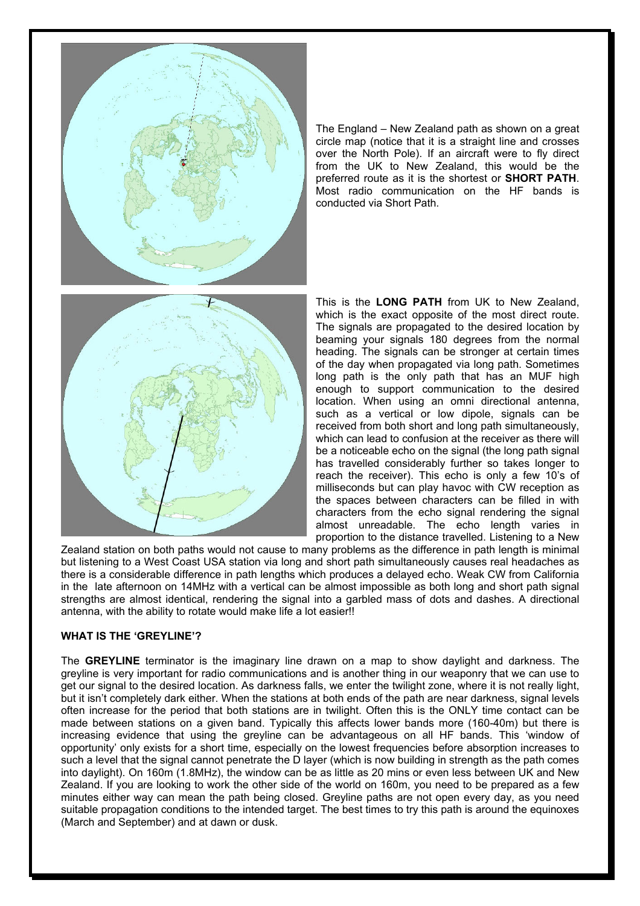The England – New Zealand path as shown on a great circle map (notice that it is a straight line and crosses over the North Pole). If an aircraft were to fly direct from the UK to New Zealand, this would be the preferred route as it is the shortest or **SHORT PATH**. Most radio communication on the HF bands is conducted via Short Path.

This is the **LONG PATH** from UK to New Zealand, which is the exact opposite of the most direct route. The signals are propagated to the desired location by beaming your signals 180 degrees from the normal heading. The signals can be stronger at certain times of the day when propagated via long path. Sometimes long path is the only path that has an MUF high enough to support communication to the desired location. When using an omni directional antenna, such as a vertical or low dipole, signals can be received from both short and long path simultaneously, which can lead to confusion at the receiver as there will be a noticeable echo on the signal (the long path signal has travelled considerably further so takes longer to reach the receiver). This echo is only a few 10's of milliseconds but can play havoc with CW reception as the spaces between characters can be filled in with characters from the echo signal rendering the signal almost unreadable. The echo length varies in proportion to the distance travelled. Listening to a New Zealand station on both paths would not cause to many problems as the difference in path length is minimal but listening to a West Coast USA station via long and short path simultaneously causes real headaches as there is a considerable difference in path lengths which produces a delayed echo. Weak CW from California in the late afternoon on 14MHz with a vertical can be almost impossible as both long and short path signal strengths are almost identical, rendering the signal into a garbled mass of dots and dashes. A directional antenna, with the ability to rotate would make life a lot easier!!

## WHAT IS THE 'GREYLINE'?

The **GREYLINE** terminator is the imaginary line drawn on a map to show daylight and darkness. The greyline is very important for radio communications and is another thing in our weaponry that we can use to get our signal to the desired location. As darkness falls, we enter the twilight zone, where it is not really light, but it isn't completely dark either. When the stations at both ends of the path are near darkness, signal levels often increase for the period that both stations are in twilight. Often this is the ONLY time contact can be made between stations on a given band. Typically this affects lower bands more (160-40m) but there is increasing evidence that using the greyline can be advantageous on all HF bands. This 'window of opportunity' only exists for a short time, especially on the lowest frequencies before absorption increases to such a level that the signal cannot penetrate the D layer (which is now building in strength as the path comes into daylight). On 160m (1.8MHz), the window can be as little as 20 mins or even less between UK and New Zealand. If you are looking to work the other side of the world on 160m, you need to be prepared as a few minutes either way can mean the path being closed. Greyline paths are not open every day, as you need suitable propagation conditions to the intended target. The best times to try this path is around the equinoxes (March and September) and at dawn or dusk.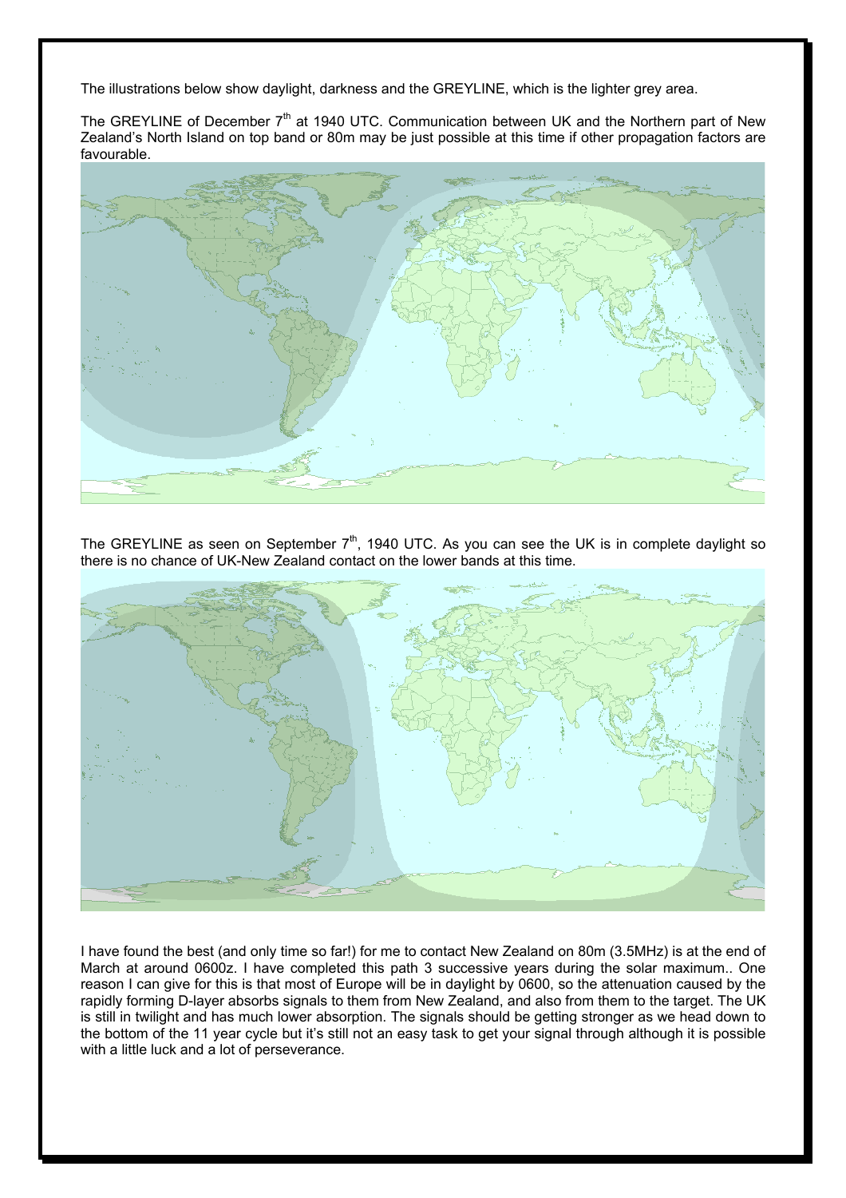The illustrations below show daylight, darkness and the GREYLINE, which is the lighter grey area.

The GREYLINE of December 7th at 1940 UTC. Communication between UK and the Northern part of New Zealand's North Island on top band or 80m may be just possible at this time if other propagation factors are favourable.

The GREYLINE as seen on September 7th, 1940 UTC. As you can see the UK is in complete daylight so there is no chance of UK-New Zealand contact on the lower bands at this time.

I have found the best (and only time so far!) for me to contact New Zealand on 80m (3.5MHz) is at the end of March at around 0600z. I have completed this path 3 successive years during the solar maximum.. One reason I can give for this is that most of Europe will be in daylight by 0600, so the attenuation caused by the rapidly forming D-layer absorbs signals to them from New Zealand, and also from them to the target. The UK is still in twilight and has much lower absorption. The signals should be getting stronger as we head down to the bottom of the 11 year cycle but it's still not an easy task to get your signal through although it is possible with a little luck and a lot of perseverance.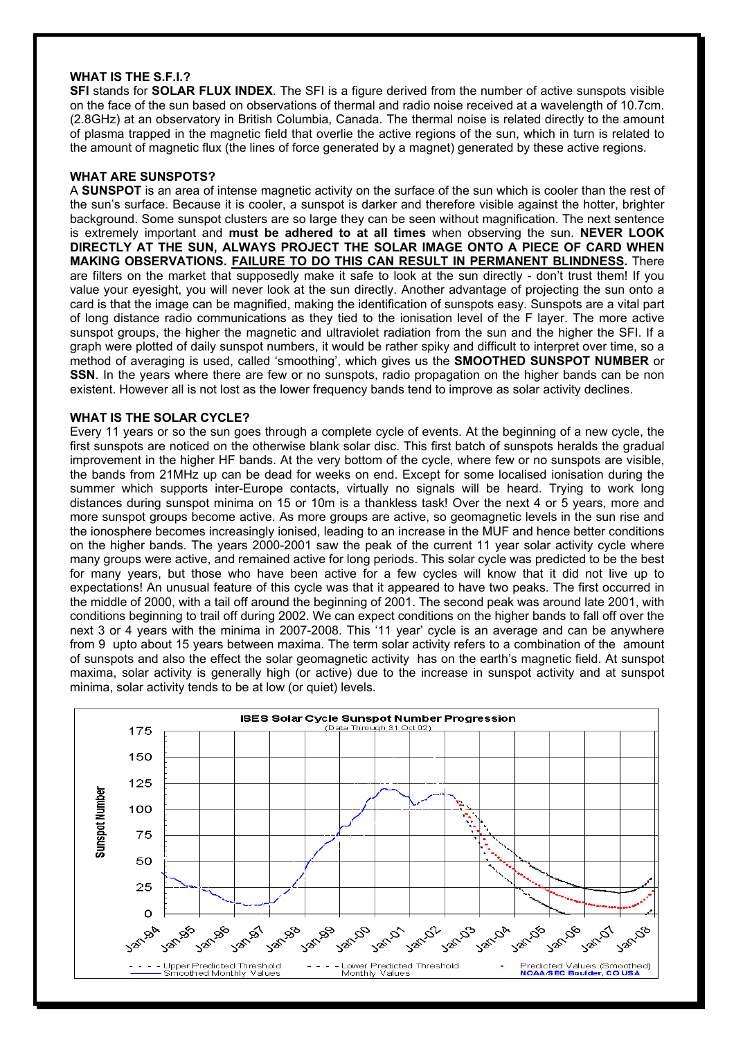### WHAT IS THE S.F.I.?

**SFI** stands for **SOLAR FLUX INDEX**. The SFI is a figure derived from the number of active sunspots visible on the face of the sun based on observations of thermal and radio noise received at a wavelength of 10.7cm. (2.8GHz) at an observatory in British Columbia, Canada. The thermal noise is related directly to the amount of plasma trapped in the magnetic field that overlie the active regions of the sun, which in turn is related to the amount of magnetic flux (the lines of force generated by a magnet) generated by these active regions.

### WHAT ARE SUNSPOTS?

A **SUNSPOT** is an area of intense magnetic activity on the surface of the sun which is cooler than the rest of the sun's surface. Because it is cooler, a sunspot is darker and therefore visible against the hotter, brighter background. Some sunspot clusters are so large they can be seen without magnification. The next sentence is extremely important and **must be adhered to at all times** when observing the sun. **NEVER LOOK DIRECTLY AT THE SUN, ALWAYS PROJECT THE SOLAR IMAGE ONTO A PIECE OF CARD WHEN MAKING OBSERVATIONS. FAILURE TO DO THIS CAN RESULT IN PERMANENT BLINDNESS.** There are filters on the market that supposedly make it safe to look at the sun directly - don't trust them! If you value your eyesight, you will never look at the sun directly. Another advantage of projecting the sun onto a card is that the image can be magnified, making the identification of sunspots easy. Sunspots are a vital part of long distance radio communications as they tied to the ionisation level of the F layer. The more active sunspot groups, the higher the magnetic and ultraviolet radiation from the sun and the higher the SFI. If a graph were plotted of daily sunspot numbers, it would be rather spiky and difficult to interpret over time, so a method of averaging is used, called 'smoothing', which gives us the **SMOOTHED SUNSPOT NUMBER** or **SSN**. In the years where there are few or no sunspots, radio propagation on the higher bands can be non existent. However all is not lost as the lower frequency bands tend to improve as solar activity declines.

### WHAT IS THE SOLAR CYCLE?

Every 11 years or so the sun goes through a complete cycle of events. At the beginning of a new cycle, the first sunspots are noticed on the otherwise blank solar disc. This first batch of sunspots heralds the gradual improvement in the higher HF bands. At the very bottom of the cycle, where few or no sunspots are visible, the bands from 21MHz up can be dead for weeks on end. Except for some localised ionisation during the summer which supports inter-Europe contacts, virtually no signals will be heard. Trying to work long distances during sunspot minima on 15 or 10m is a thankless task! Over the next 4 or 5 years, more and more sunspot groups become active. As more groups are active, so geomagnetic levels in the sun rise and the ionosphere becomes increasingly ionised, leading to an increase in the MUF and hence better conditions on the higher bands. The years 2000-2001 saw the peak of the current 11 year solar activity cycle where many groups were active, and remained active for long periods. This solar cycle was predicted to be the best for many years, but those who have been active for a few cycles will know that it did not live up to expectations! An unusual feature of this cycle was that it appeared to have two peaks. The first occurred in the middle of 2000, with a tail off around the beginning of 2001. The second peak was around late 2001, with conditions beginning to trail off during 2002. We can expect conditions on the higher bands to fall off over the next 3 or 4 years with the minima in 2007-2008. This '11 year' cycle is an average and can be anywhere from 9 upto about 15 years between maxima. The term solar activity refers to a combination of the amount of sunspots and also the effect the solar geomagnetic activity has on the earth's magnetic field. At sunspot maxima, solar activity is generally high (or active) due to the increase in sunspot activity and at sunspot minima, solar activity tends to be at low (or quiet) levels.

**ISES Solar Cycle Sunspot Number Progression**
(Data Through 31 Oct 02)

Sunspot Number: 0, 25, 50, 75, 100, 125, 150, 175

Jan-94, Jan-95, Jan-96, Jan-97, Jan-98, Jan-99, Jan-00, Jan-01, Jan-02, Jan-03, Jan-04, Jan-05, Jan-06, Jan-07, Jan-08

Upper Predicted Threshold — Smoothed Monthly Values — Lower Predicted Threshold — Monthly Values — Predicted Values (Smoothed)

NOAA/SEC Boulder, CO USA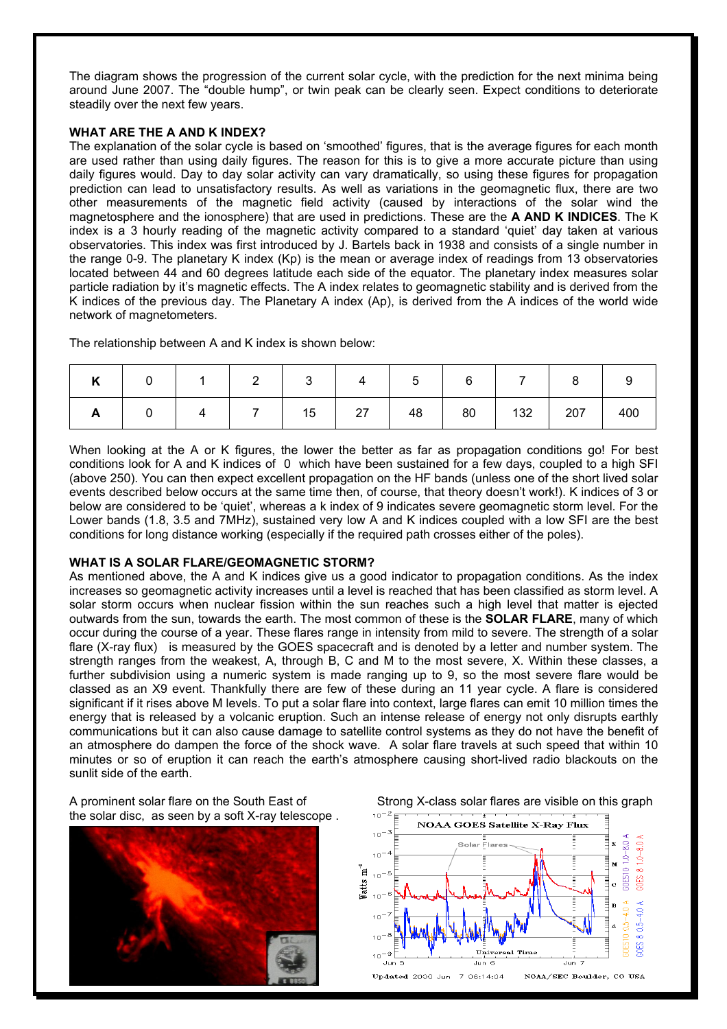The diagram shows the progression of the current solar cycle, with the prediction for the next minima being around June 2007. The "double hump", or twin peak can be clearly seen. Expect conditions to deteriorate steadily over the next few years.

**WHAT ARE THE A AND K INDEX?**

The explanation of the solar cycle is based on 'smoothed' figures, that is the average figures for each month are used rather than using daily figures. The reason for this is to give a more accurate picture than using daily figures would. Day to day solar activity can vary dramatically, so using these figures for propagation prediction can lead to unsatisfactory results. As well as variations in the geomagnetic flux, there are two other measurements of the magnetic field activity (caused by interactions of the solar wind the magnetosphere and the ionosphere) that are used in predictions. These are the **A AND K INDICES**. The K index is a 3 hourly reading of the magnetic activity compared to a standard 'quiet' day taken at various observatories. This index was first introduced by J. Bartels back in 1938 and consists of a single number in the range 0-9. The planetary K index (Kp) is the mean or average index of readings from 13 observatories located between 44 and 60 degrees latitude each side of the equator. The planetary index measures solar particle radiation by it's magnetic effects. The A index relates to geomagnetic stability and is derived from the K indices of the previous day. The Planetary A index (Ap), is derived from the A indices of the world wide network of magnetometers.

The relationship between A and K index is shown below:

| **K** | 0 | 1 | 2 | 3 | 4 | 5 | 6 | 7 | 8 | 9 |
|---|---|---|---|---|---|---|---|---|---|---|
| **A** | 0 | 4 | 7 | 15 | 27 | 48 | 80 | 132 | 207 | 400 |

When looking at the A or K figures, the lower the better as far as propagation conditions go! For best conditions look for A and K indices of 0 which have been sustained for a few days, coupled to a high SFI (above 250). You can then expect excellent propagation on the HF bands (unless one of the short lived solar events described below occurs at the same time then, of course, that theory doesn't work!). K indices of 3 or below are considered to be 'quiet', whereas a k index of 9 indicates severe geomagnetic storm level. For the Lower bands (1.8, 3.5 and 7MHz), sustained very low A and K indices coupled with a low SFI are the best conditions for long distance working (especially if the required path crosses either of the poles).

**WHAT IS A SOLAR FLARE/GEOMAGNETIC STORM?**

As mentioned above, the A and K indices give us a good indicator to propagation conditions. As the index increases so geomagnetic activity increases until a level is reached that has been classified as storm level. A solar storm occurs when nuclear fission within the sun reaches such a high level that matter is ejected outwards from the sun, towards the earth. The most common of these is the **SOLAR FLARE**, many of which occur during the course of a year. These flares range in intensity from mild to severe. The strength of a solar flare (X-ray flux) is measured by the GOES spacecraft and is denoted by a letter and number system. The strength ranges from the weakest, A, through B, C and M to the most severe, X. Within these classes, a further subdivision using a numeric system is made ranging up to 9, so the most severe flare would be classed as an X9 event. Thankfully there are few of these during an 11 year cycle. A flare is considered significant if it rises above M levels. To put a solar flare into context, large flares can emit 10 million times the energy that is released by a volcanic eruption. Such an intense release of energy not only disrupts earthly communications but it can also cause damage to satellite control systems as they do not have the benefit of an atmosphere do dampen the force of the shock wave. A solar flare travels at such speed that within 10 minutes or so of eruption it can reach the earth's atmosphere causing short-lived radio blackouts on the sunlit side of the earth.

A prominent solar flare on the South East of the solar disc, as seen by a soft X-ray telescope .

Strong X-class solar flares are visible on this graph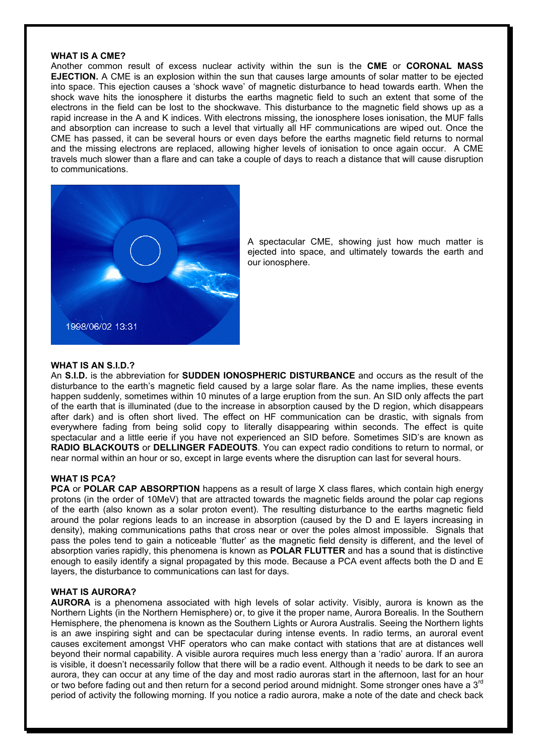### WHAT IS A CME?

Another common result of excess nuclear activity within the sun is the **CME** or **CORONAL MASS EJECTION.** A CME is an explosion within the sun that causes large amounts of solar matter to be ejected into space. This ejection causes a 'shock wave' of magnetic disturbance to head towards earth. When the shock wave hits the ionosphere it disturbs the earths magnetic field to such an extent that some of the electrons in the field can be lost to the shockwave. This disturbance to the magnetic field shows up as a rapid increase in the A and K indices. With electrons missing, the ionosphere loses ionisation, the MUF falls and absorption can increase to such a level that virtually all HF communications are wiped out. Once the CME has passed, it can be several hours or even days before the earths magnetic field returns to normal and the missing electrons are replaced, allowing higher levels of ionisation to once again occur. A CME travels much slower than a flare and can take a couple of days to reach a distance that will cause disruption to communications.

A spectacular CME, showing just how much matter is ejected into space, and ultimately towards the earth and our ionosphere.

### WHAT IS AN S.I.D.?

An **S.I.D.** is the abbreviation for **SUDDEN IONOSPHERIC DISTURBANCE** and occurs as the result of the disturbance to the earth's magnetic field caused by a large solar flare. As the name implies, these events happen suddenly, sometimes within 10 minutes of a large eruption from the sun. An SID only affects the part of the earth that is illuminated (due to the increase in absorption caused by the D region, which disappears after dark) and is often short lived. The effect on HF communication can be drastic, with signals from everywhere fading from being solid copy to literally disappearing within seconds. The effect is quite spectacular and a little eerie if you have not experienced an SID before. Sometimes SID's are known as **RADIO BLACKOUTS** or **DELLINGER FADEOUTS**. You can expect radio conditions to return to normal, or near normal within an hour or so, except in large events where the disruption can last for several hours.

### WHAT IS PCA?

**PCA** or **POLAR CAP ABSORPTION** happens as a result of large X class flares, which contain high energy protons (in the order of 10MeV) that are attracted towards the magnetic fields around the polar cap regions of the earth (also known as a solar proton event). The resulting disturbance to the earths magnetic field around the polar regions leads to an increase in absorption (caused by the D and E layers increasing in density), making communications paths that cross near or over the poles almost impossible. Signals that pass the poles tend to gain a noticeable 'flutter' as the magnetic field density is different, and the level of absorption varies rapidly, this phenomena is known as **POLAR FLUTTER** and has a sound that is distinctive enough to easily identify a signal propagated by this mode. Because a PCA event affects both the D and E layers, the disturbance to communications can last for days.

### WHAT IS AURORA?

**AURORA** is a phenomena associated with high levels of solar activity. Visibly, aurora is known as the Northern Lights (in the Northern Hemisphere) or, to give it the proper name, Aurora Borealis. In the Southern Hemisphere, the phenomena is known as the Southern Lights or Aurora Australis. Seeing the Northern lights is an awe inspiring sight and can be spectacular during intense events. In radio terms, an auroral event causes excitement amongst VHF operators who can make contact with stations that are at distances well beyond their normal capability. A visible aurora requires much less energy than a 'radio' aurora. If an aurora is visible, it doesn't necessarily follow that there will be a radio event. Although it needs to be dark to see an aurora, they can occur at any time of the day and most radio auroras start in the afternoon, last for an hour or two before fading out and then return for a second period around midnight. Some stronger ones have a 3rd period of activity the following morning. If you notice a radio aurora, make a note of the date and check back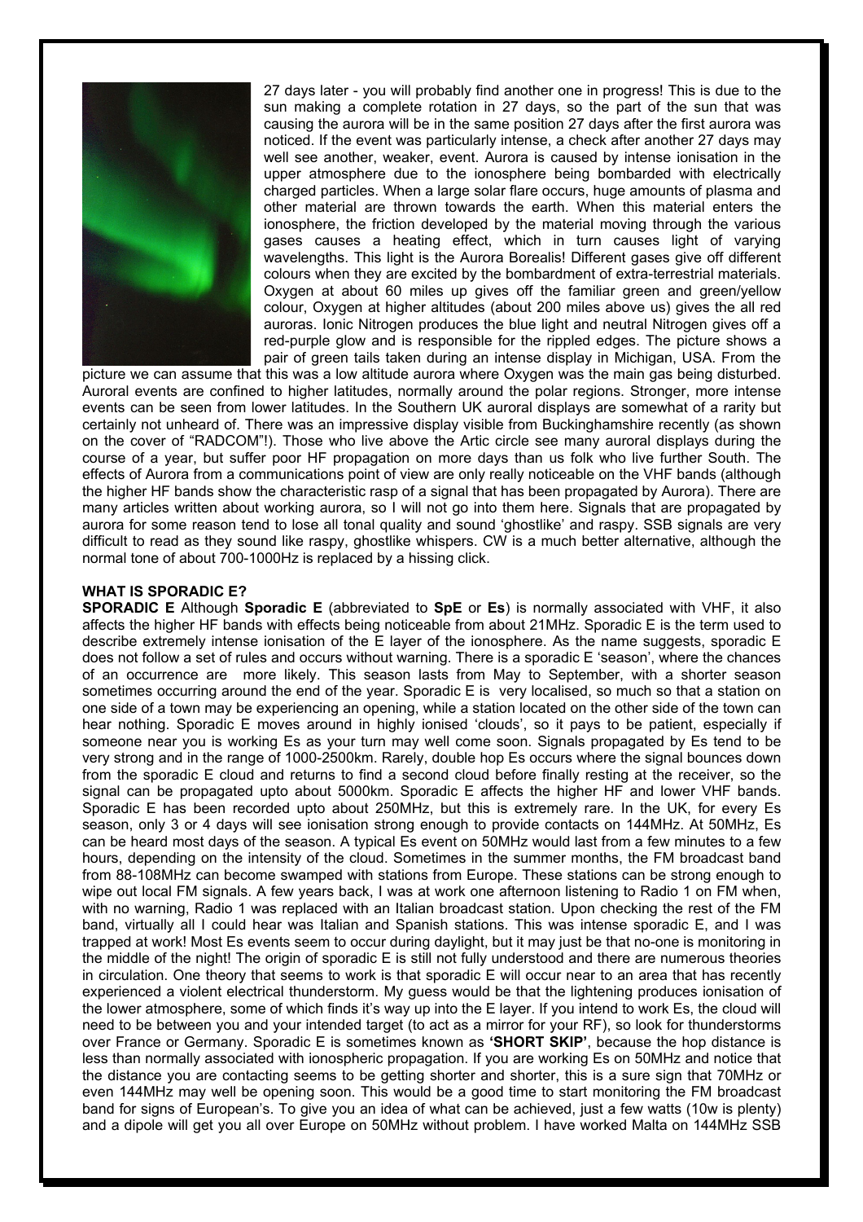27 days later - you will probably find another one in progress! This is due to the sun making a complete rotation in 27 days, so the part of the sun that was causing the aurora will be in the same position 27 days after the first aurora was noticed. If the event was particularly intense, a check after another 27 days may well see another, weaker, event. Aurora is caused by intense ionisation in the upper atmosphere due to the ionosphere being bombarded with electrically charged particles. When a large solar flare occurs, huge amounts of plasma and other material are thrown towards the earth. When this material enters the ionosphere, the friction developed by the material moving through the various gases causes a heating effect, which in turn causes light of varying wavelengths. This light is the Aurora Borealis! Different gases give off different colours when they are excited by the bombardment of extra-terrestrial materials. Oxygen at about 60 miles up gives off the familiar green and green/yellow colour, Oxygen at higher altitudes (about 200 miles above us) gives the all red auroras. Ionic Nitrogen produces the blue light and neutral Nitrogen gives off a red-purple glow and is responsible for the rippled edges. The picture shows a pair of green tails taken during an intense display in Michigan, USA. From the picture we can assume that this was a low altitude aurora where Oxygen was the main gas being disturbed. Auroral events are confined to higher latitudes, normally around the polar regions. Stronger, more intense events can be seen from lower latitudes. In the Southern UK auroral displays are somewhat of a rarity but certainly not unheard of. There was an impressive display visible from Buckinghamshire recently (as shown on the cover of "RADCOM"!). Those who live above the Artic circle see many auroral displays during the course of a year, but suffer poor HF propagation on more days than us folk who live further South. The effects of Aurora from a communications point of view are only really noticeable on the VHF bands (although the higher HF bands show the characteristic rasp of a signal that has been propagated by Aurora). There are many articles written about working aurora, so I will not go into them here. Signals that are propagated by aurora for some reason tend to lose all tonal quality and sound 'ghostlike' and raspy. SSB signals are very difficult to read as they sound like raspy, ghostlike whispers. CW is a much better alternative, although the normal tone of about 700-1000Hz is replaced by a hissing click.

**WHAT IS SPORADIC E?**

**SPORADIC E** Although **Sporadic E** (abbreviated to **SpE** or **Es**) is normally associated with VHF, it also affects the higher HF bands with effects being noticeable from about 21MHz. Sporadic E is the term used to describe extremely intense ionisation of the E layer of the ionosphere. As the name suggests, sporadic E does not follow a set of rules and occurs without warning. There is a sporadic E 'season', where the chances of an occurrence are more likely. This season lasts from May to September, with a shorter season sometimes occurring around the end of the year. Sporadic E is very localised, so much so that a station on one side of a town may be experiencing an opening, while a station located on the other side of the town can hear nothing. Sporadic E moves around in highly ionised 'clouds', so it pays to be patient, especially if someone near you is working Es as your turn may well come soon. Signals propagated by Es tend to be very strong and in the range of 1000-2500km. Rarely, double hop Es occurs where the signal bounces down from the sporadic E cloud and returns to find a second cloud before finally resting at the receiver, so the signal can be propagated upto about 5000km. Sporadic E affects the higher HF and lower VHF bands. Sporadic E has been recorded upto about 250MHz, but this is extremely rare. In the UK, for every Es season, only 3 or 4 days will see ionisation strong enough to provide contacts on 144MHz. At 50MHz, Es can be heard most days of the season. A typical Es event on 50MHz would last from a few minutes to a few hours, depending on the intensity of the cloud. Sometimes in the summer months, the FM broadcast band from 88-108MHz can become swamped with stations from Europe. These stations can be strong enough to wipe out local FM signals. A few years back, I was at work one afternoon listening to Radio 1 on FM when, with no warning, Radio 1 was replaced with an Italian broadcast station. Upon checking the rest of the FM band, virtually all I could hear was Italian and Spanish stations. This was intense sporadic E, and I was trapped at work! Most Es events seem to occur during daylight, but it may just be that no-one is monitoring in the middle of the night! The origin of sporadic E is still not fully understood and there are numerous theories in circulation. One theory that seems to work is that sporadic E will occur near to an area that has recently experienced a violent electrical thunderstorm. My guess would be that the lightening produces ionisation of the lower atmosphere, some of which finds it's way up into the E layer. If you intend to work Es, the cloud will need to be between you and your intended target (to act as a mirror for your RF), so look for thunderstorms over France or Germany. Sporadic E is sometimes known as **'SHORT SKIP'**, because the hop distance is less than normally associated with ionospheric propagation. If you are working Es on 50MHz and notice that the distance you are contacting seems to be getting shorter and shorter, this is a sure sign that 70MHz or even 144MHz may well be opening soon. This would be a good time to start monitoring the FM broadcast band for signs of European's. To give you an idea of what can be achieved, just a few watts (10w is plenty) and a dipole will get you all over Europe on 50MHz without problem. I have worked Malta on 144MHz SSB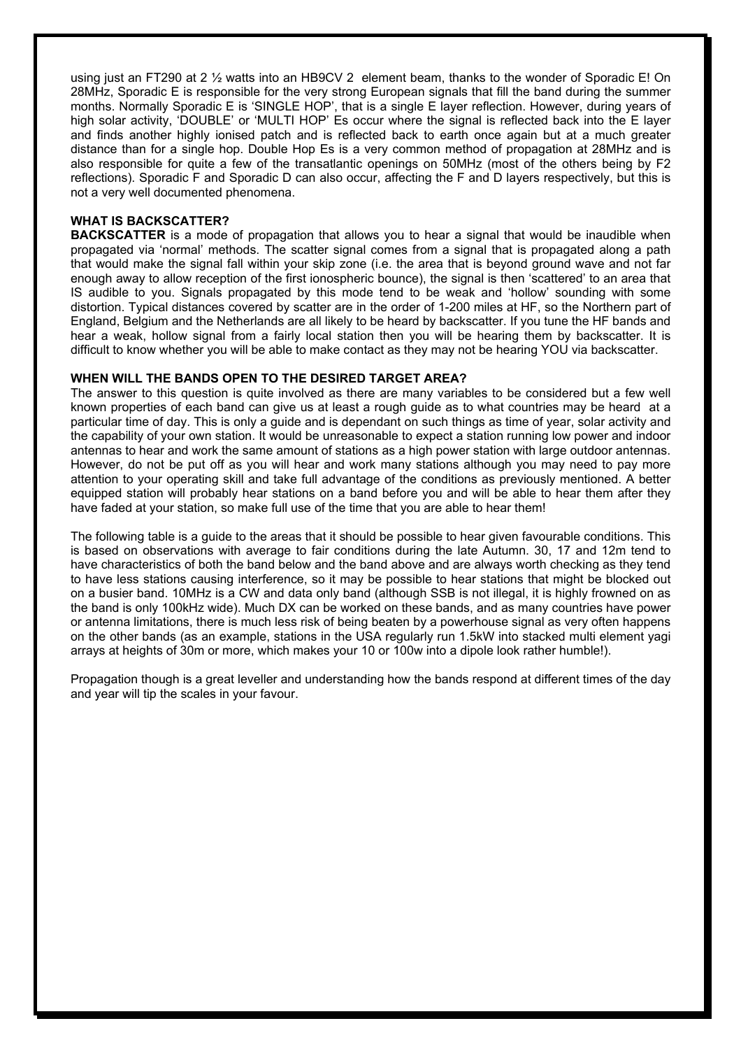using just an FT290 at 2 ½ watts into an HB9CV 2 element beam, thanks to the wonder of Sporadic E! On 28MHz, Sporadic E is responsible for the very strong European signals that fill the band during the summer months. Normally Sporadic E is 'SINGLE HOP', that is a single E layer reflection. However, during years of high solar activity, 'DOUBLE' or 'MULTI HOP' Es occur where the signal is reflected back into the E layer and finds another highly ionised patch and is reflected back to earth once again but at a much greater distance than for a single hop. Double Hop Es is a very common method of propagation at 28MHz and is also responsible for quite a few of the transatlantic openings on 50MHz (most of the others being by F2 reflections). Sporadic F and Sporadic D can also occur, affecting the F and D layers respectively, but this is not a very well documented phenomena.

**WHAT IS BACKSCATTER?**

**BACKSCATTER** is a mode of propagation that allows you to hear a signal that would be inaudible when propagated via 'normal' methods. The scatter signal comes from a signal that is propagated along a path that would make the signal fall within your skip zone (i.e. the area that is beyond ground wave and not far enough away to allow reception of the first ionospheric bounce), the signal is then 'scattered' to an area that IS audible to you. Signals propagated by this mode tend to be weak and 'hollow' sounding with some distortion. Typical distances covered by scatter are in the order of 1-200 miles at HF, so the Northern part of England, Belgium and the Netherlands are all likely to be heard by backscatter. If you tune the HF bands and hear a weak, hollow signal from a fairly local station then you will be hearing them by backscatter. It is difficult to know whether you will be able to make contact as they may not be hearing YOU via backscatter.

**WHEN WILL THE BANDS OPEN TO THE DESIRED TARGET AREA?**

The answer to this question is quite involved as there are many variables to be considered but a few well known properties of each band can give us at least a rough guide as to what countries may be heard at a particular time of day. This is only a guide and is dependant on such things as time of year, solar activity and the capability of your own station. It would be unreasonable to expect a station running low power and indoor antennas to hear and work the same amount of stations as a high power station with large outdoor antennas. However, do not be put off as you will hear and work many stations although you may need to pay more attention to your operating skill and take full advantage of the conditions as previously mentioned. A better equipped station will probably hear stations on a band before you and will be able to hear them after they have faded at your station, so make full use of the time that you are able to hear them!

The following table is a guide to the areas that it should be possible to hear given favourable conditions. This is based on observations with average to fair conditions during the late Autumn. 30, 17 and 12m tend to have characteristics of both the band below and the band above and are always worth checking as they tend to have less stations causing interference, so it may be possible to hear stations that might be blocked out on a busier band. 10MHz is a CW and data only band (although SSB is not illegal, it is highly frowned on as the band is only 100kHz wide). Much DX can be worked on these bands, and as many countries have power or antenna limitations, there is much less risk of being beaten by a powerhouse signal as very often happens on the other bands (as an example, stations in the USA regularly run 1.5kW into stacked multi element yagi arrays at heights of 30m or more, which makes your 10 or 100w into a dipole look rather humble!).

Propagation though is a great leveller and understanding how the bands respond at different times of the day and year will tip the scales in your favour.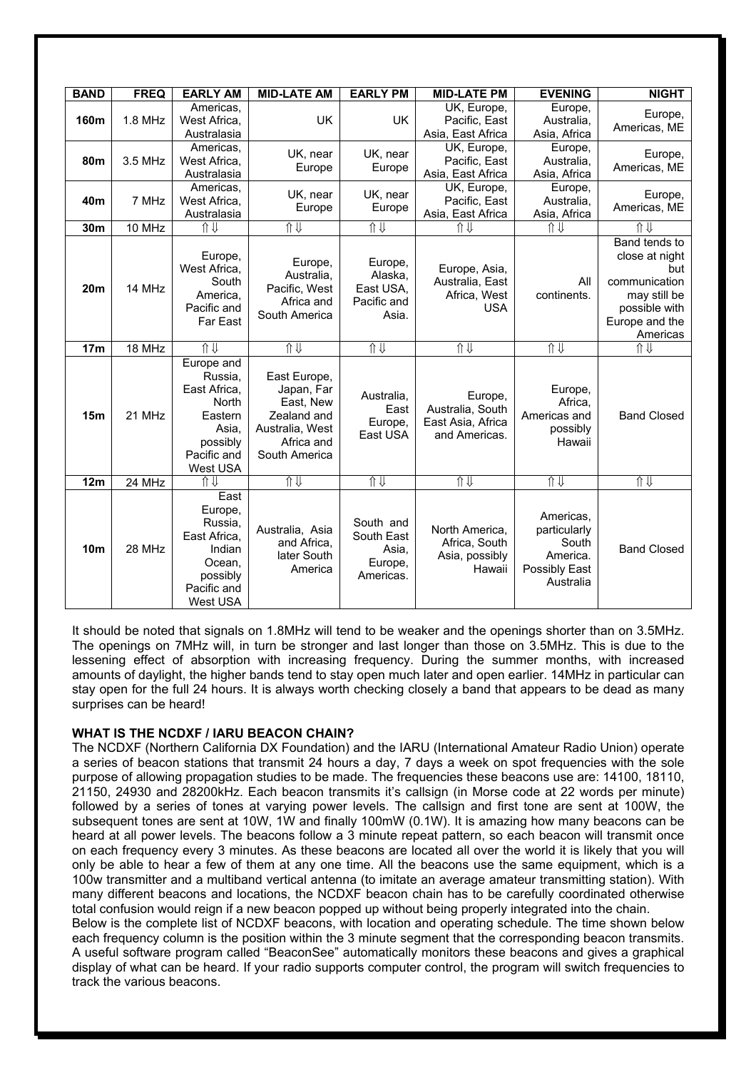| BAND | FREQ | EARLY AM | MID-LATE AM | EARLY PM | MID-LATE PM | EVENING | NIGHT |
|---|---|---|---|---|---|---|---|
| **160m** | 1.8 MHz | Americas, West Africa, Australasia | UK | UK | UK, Europe, Pacific, East Asia, East Africa | Europe, Australia, Asia, Africa | Europe, Americas, ME |
| **80m** | 3.5 MHz | Americas, West Africa, Australasia | UK, near Europe | UK, near Europe | UK, Europe, Pacific, East Asia, East Africa | Europe, Australia, Asia, Africa | Europe, Americas, ME |
| **40m** | 7 MHz | Americas, West Africa, Australasia | UK, near Europe | UK, near Europe | UK, Europe, Pacific, East Asia, East Africa | Europe, Australia, Asia, Africa | Europe, Americas, ME |
| **30m** | 10 MHz | ⇑⇓ | ⇑⇓ | ⇑⇓ | ⇑⇓ | ⇑⇓ | ⇑⇓ |
| **20m** | 14 MHz | Europe, West Africa, South America, Pacific and Far East | Europe, Australia, Pacific, West Africa and South America | Europe, Alaska, East USA, Pacific and Asia. | Europe, Asia, Australia, East Africa, West USA | All continents. | Band tends to close at night but communication may still be possible with Europe and the Americas |
| **17m** | 18 MHz | ⇑⇓ | ⇑⇓ | ⇑⇓ | ⇑⇓ | ⇑⇓ | ⇑⇓ |
| **15m** | 21 MHz | Europe and Russia, East Africa, North Eastern Asia, possibly Pacific and West USA | East Europe, Japan, Far East, New Zealand and Australia, West Africa and South America | Australia, East Europe, East USA | Europe, Australia, South East Asia, Africa and Americas. | Europe, Africa, Americas and possibly Hawaii | Band Closed |
| **12m** | 24 MHz | ⇑⇓ | ⇑⇓ | ⇑⇓ | ⇑⇓ | ⇑⇓ | ⇑⇓ |
| **10m** | 28 MHz | East Europe, Russia, East Africa, Indian Ocean, possibly Pacific and West USA | Australia, Asia and Africa, later South America | South and South East Asia, Europe, Americas. | North America, Africa, South Asia, possibly Hawaii | Americas, particularly South America. Possibly East Australia | Band Closed |

It should be noted that signals on 1.8MHz will tend to be weaker and the openings shorter than on 3.5MHz. The openings on 7MHz will, in turn be stronger and last longer than those on 3.5MHz. This is due to the lessening effect of absorption with increasing frequency. During the summer months, with increased amounts of daylight, the higher bands tend to stay open much later and open earlier. 14MHz in particular can stay open for the full 24 hours. It is always worth checking closely a band that appears to be dead as many surprises can be heard!

**WHAT IS THE NCDXF / IARU BEACON CHAIN?**

The NCDXF (Northern California DX Foundation) and the IARU (International Amateur Radio Union) operate a series of beacon stations that transmit 24 hours a day, 7 days a week on spot frequencies with the sole purpose of allowing propagation studies to be made. The frequencies these beacons use are: 14100, 18110, 21150, 24930 and 28200kHz. Each beacon transmits it's callsign (in Morse code at 22 words per minute) followed by a series of tones at varying power levels. The callsign and first tone are sent at 100W, the subsequent tones are sent at 10W, 1W and finally 100mW (0.1W). It is amazing how many beacons can be heard at all power levels. The beacons follow a 3 minute repeat pattern, so each beacon will transmit once on each frequency every 3 minutes. As these beacons are located all over the world it is likely that you will only be able to hear a few of them at any one time. All the beacons use the same equipment, which is a 100w transmitter and a multiband vertical antenna (to imitate an average amateur transmitting station). With many different beacons and locations, the NCDXF beacon chain has to be carefully coordinated otherwise total confusion would reign if a new beacon popped up without being properly integrated into the chain.

Below is the complete list of NCDXF beacons, with location and operating schedule. The time shown below each frequency column is the position within the 3 minute segment that the corresponding beacon transmits. A useful software program called "BeaconSee" automatically monitors these beacons and gives a graphical display of what can be heard. If your radio supports computer control, the program will switch frequencies to track the various beacons.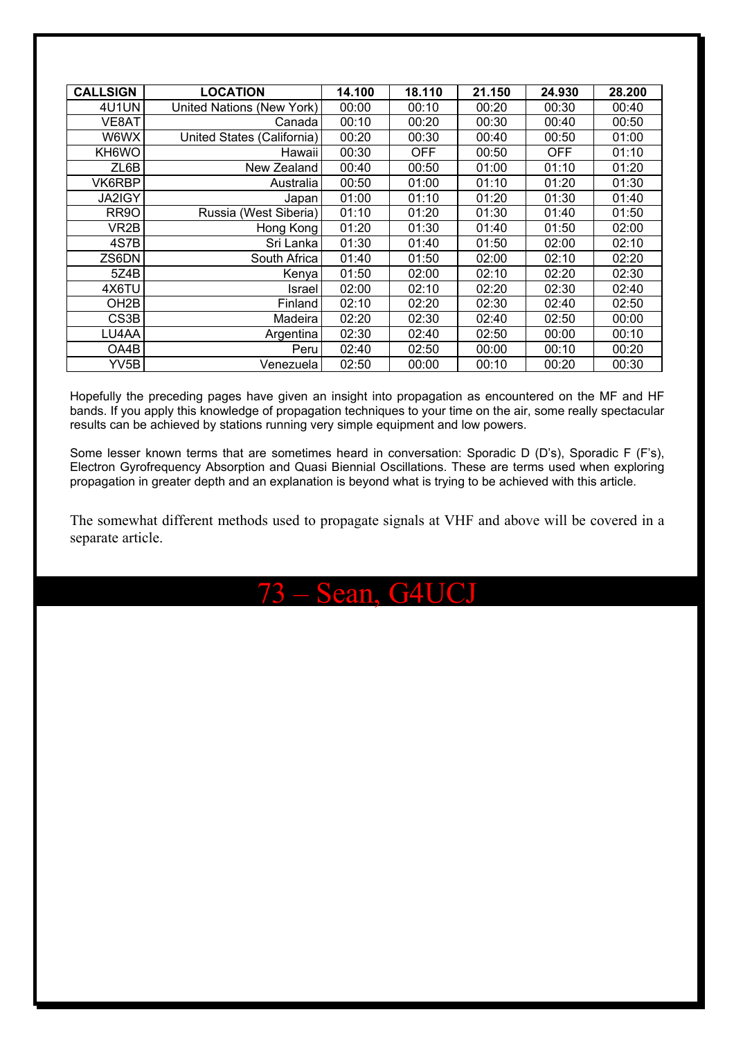| CALLSIGN | LOCATION | 14.100 | 18.110 | 21.150 | 24.930 | 28.200 |
|---|---|---|---|---|---|---|
| 4U1UN | United Nations (New York) | 00:00 | 00:10 | 00:20 | 00:30 | 00:40 |
| VE8AT | Canada | 00:10 | 00:20 | 00:30 | 00:40 | 00:50 |
| W6WX | United States (California) | 00:20 | 00:30 | 00:40 | 00:50 | 01:00 |
| KH6WO | Hawaii | 00:30 | OFF | 00:50 | OFF | 01:10 |
| ZL6B | New Zealand | 00:40 | 00:50 | 01:00 | 01:10 | 01:20 |
| VK6RBP | Australia | 00:50 | 01:00 | 01:10 | 01:20 | 01:30 |
| JA2IGY | Japan | 01:00 | 01:10 | 01:20 | 01:30 | 01:40 |
| RR9O | Russia (West Siberia) | 01:10 | 01:20 | 01:30 | 01:40 | 01:50 |
| VR2B | Hong Kong | 01:20 | 01:30 | 01:40 | 01:50 | 02:00 |
| 4S7B | Sri Lanka | 01:30 | 01:40 | 01:50 | 02:00 | 02:10 |
| ZS6DN | South Africa | 01:40 | 01:50 | 02:00 | 02:10 | 02:20 |
| 5Z4B | Kenya | 01:50 | 02:00 | 02:10 | 02:20 | 02:30 |
| 4X6TU | Israel | 02:00 | 02:10 | 02:20 | 02:30 | 02:40 |
| OH2B | Finland | 02:10 | 02:20 | 02:30 | 02:40 | 02:50 |
| CS3B | Madeira | 02:20 | 02:30 | 02:40 | 02:50 | 00:00 |
| LU4AA | Argentina | 02:30 | 02:40 | 02:50 | 00:00 | 00:10 |
| OA4B | Peru | 02:40 | 02:50 | 00:00 | 00:10 | 00:20 |
| YV5B | Venezuela | 02:50 | 00:00 | 00:10 | 00:20 | 00:30 |

Hopefully the preceding pages have given an insight into propagation as encountered on the MF and HF bands. If you apply this knowledge of propagation techniques to your time on the air, some really spectacular results can be achieved by stations running very simple equipment and low powers.

Some lesser known terms that are sometimes heard in conversation: Sporadic D (D's), Sporadic F (F's), Electron Gyrofrequency Absorption and Quasi Biennial Oscillations. These are terms used when exploring propagation in greater depth and an explanation is beyond what is trying to be achieved with this article.

The somewhat different methods used to propagate signals at VHF and above will be covered in a separate article.

# 73 – Sean, G4UCJ